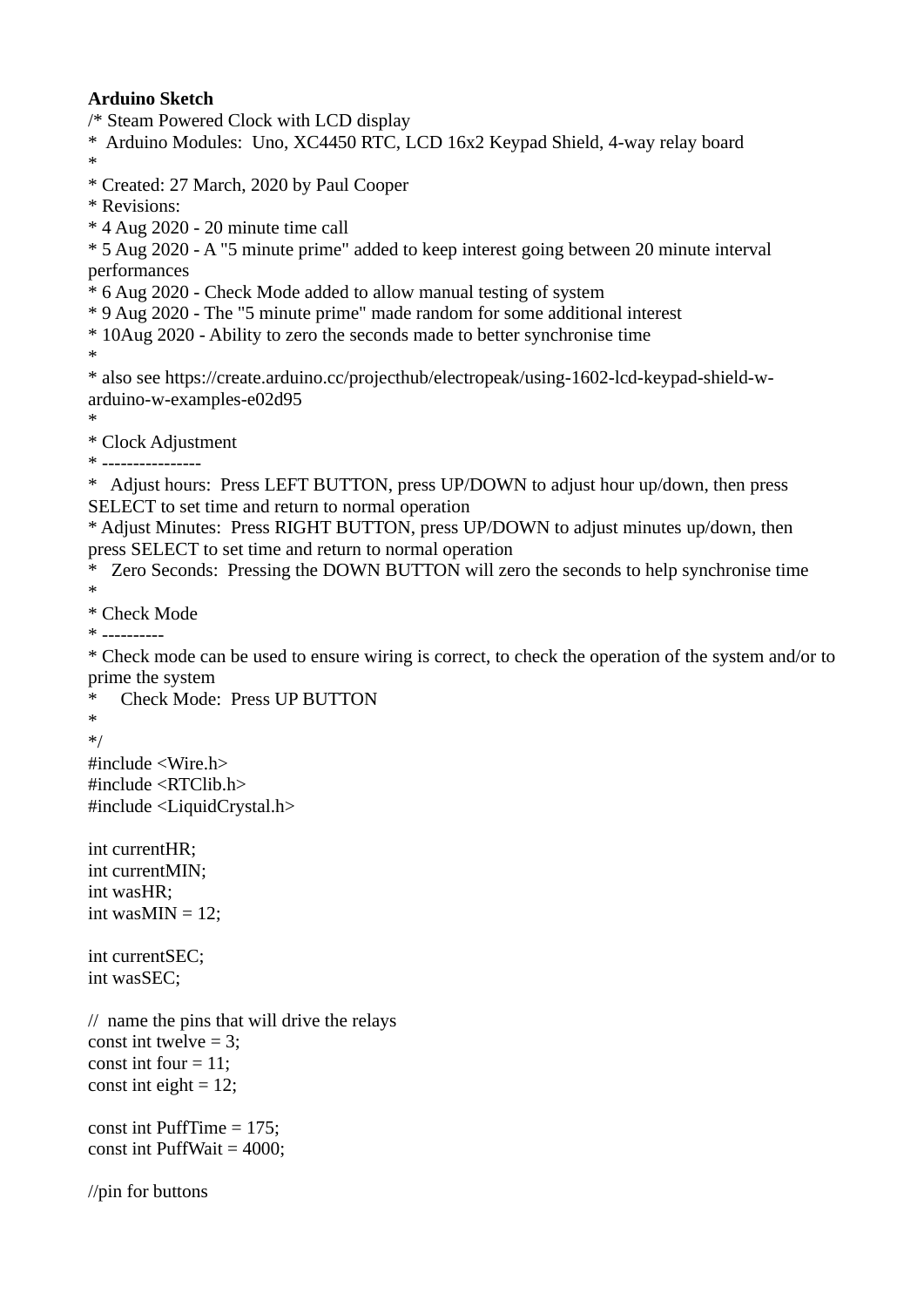**Arduino Sketch**

```
/* Steam Powered Clock with LCD display
*  Arduino Modules:  Uno, XC4450 RTC, LCD 16x2 Keypad Shield, 4-way relay board
*
* Created: 27 March, 2020 by Paul Cooper
* Revisions:
* 4 Aug 2020 - 20 minute time call
* 5 Aug 2020 - A "5 minute prime" added to keep interest going between 20 minute interval performances
* 6 Aug 2020 - Check Mode added to allow manual testing of system
* 9 Aug 2020 - The "5 minute prime" made random for some additional interest
* 10Aug 2020 - Ability to zero the seconds made to better synchronise time
*
* also see https://create.arduino.cc/projecthub/electropeak/using-1602-lcd-keypad-shield-w-arduino-w-examples-e02d95
*
* Clock Adjustment
* ----------------
*   Adjust hours:  Press LEFT BUTTON, press UP/DOWN to adjust hour up/down, then press SELECT to set time and return to normal operation
* Adjust Minutes:  Press RIGHT BUTTON, press UP/DOWN to adjust minutes up/down, then press SELECT to set time and return to normal operation
*   Zero Seconds:  Pressing the DOWN BUTTON will zero the seconds to help synchronise time
*
* Check Mode
* ----------
* Check mode can be used to ensure wiring is correct, to check the operation of the system and/or to prime the system
*     Check Mode:  Press UP BUTTON
*
*/
#include <Wire.h>
#include <RTClib.h>
#include <LiquidCrystal.h>

int currentHR;
int currentMIN;
int wasHR;
int wasMIN = 12;

int currentSEC;
int wasSEC;

//  name the pins that will drive the relays
const int twelve = 3;
const int four = 11;
const int eight = 12;

const int PuffTime = 175;
const int PuffWait = 4000;

//pin for buttons
```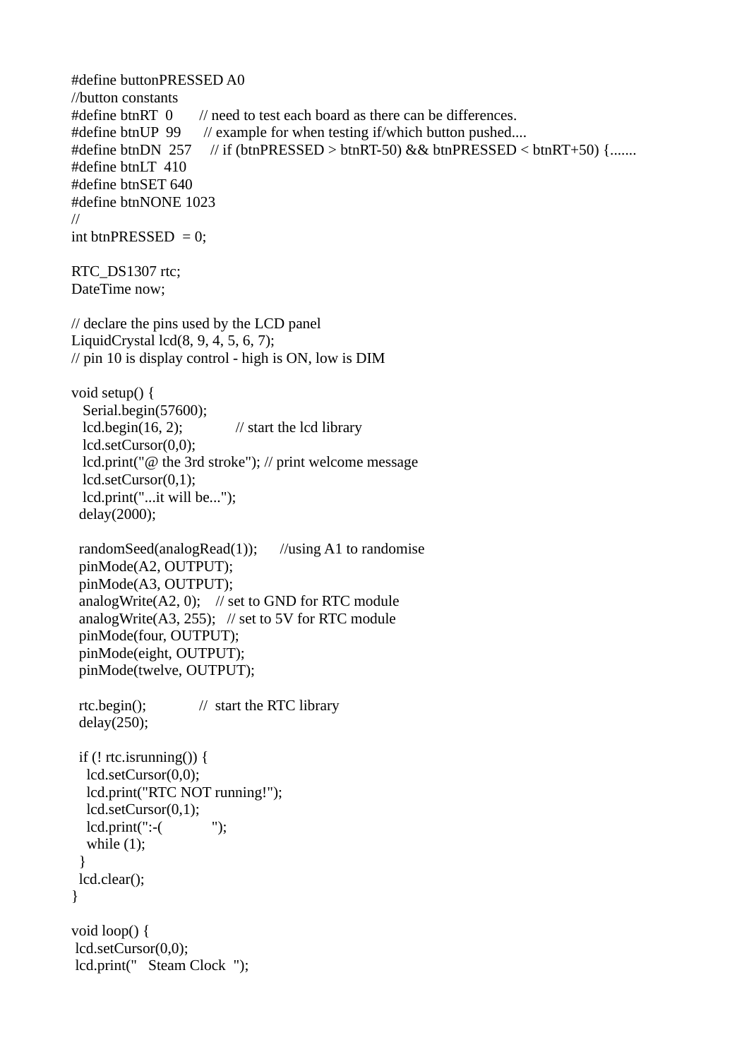```
#define buttonPRESSED A0
//button constants
#define btnRT  0       // need to test each board as there can be differences.
#define btnUP  99      // example for when testing if/which button pushed....
#define btnDN  257     // if (btnPRESSED > btnRT-50) && btnPRESSED < btnRT+50) {.......
#define btnLT  410
#define btnSET 640
#define btnNONE 1023
//
int btnPRESSED  = 0;

RTC_DS1307 rtc;
DateTime now;

// declare the pins used by the LCD panel
LiquidCrystal lcd(8, 9, 4, 5, 6, 7);
// pin 10 is display control - high is ON, low is DIM

void setup() {
   Serial.begin(57600);
   lcd.begin(16, 2);              // start the lcd library
   lcd.setCursor(0,0);
   lcd.print("@ the 3rd stroke"); // print welcome message
   lcd.setCursor(0,1);
   lcd.print("...it will be...");
  delay(2000);

  randomSeed(analogRead(1));      //using A1 to randomise
  pinMode(A2, OUTPUT);
  pinMode(A3, OUTPUT);
  analogWrite(A2, 0);    // set to GND for RTC module
  analogWrite(A3, 255);   // set to 5V for RTC module
  pinMode(four, OUTPUT);
  pinMode(eight, OUTPUT);
  pinMode(twelve, OUTPUT);

  rtc.begin();             //  start the RTC library
  delay(250);

  if (! rtc.isrunning()) {
    lcd.setCursor(0,0);
    lcd.print("RTC NOT running!");
    lcd.setCursor(0,1);
    lcd.print(":-(             ");
    while (1);
  }
  lcd.clear();
}

void loop() {
 lcd.setCursor(0,0);
 lcd.print("   Steam Clock  ");
```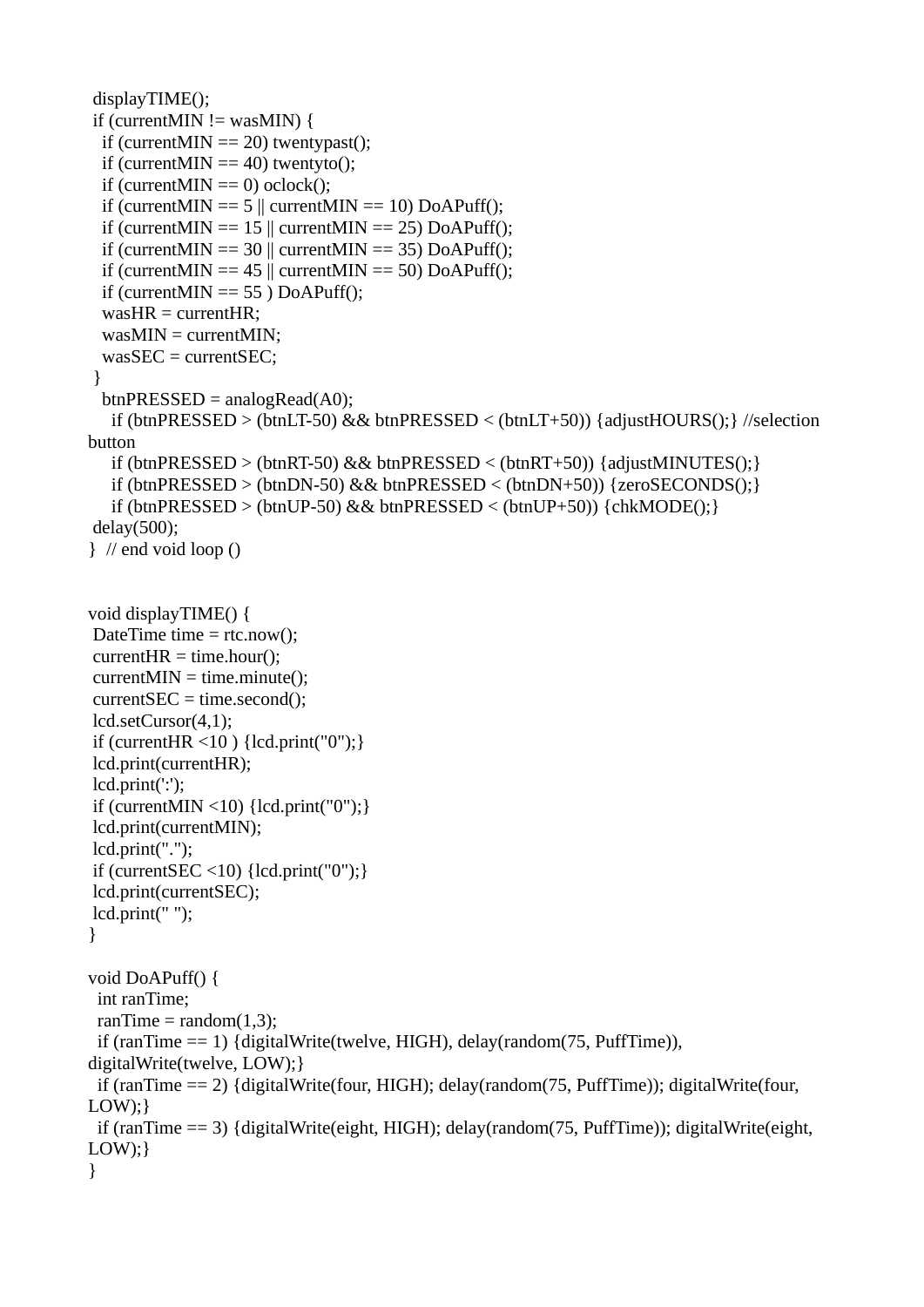```
 displayTIME();
 if (currentMIN != wasMIN) {
   if (currentMIN == 20) twentypast();
   if (currentMIN == 40) twentyto();
   if (currentMIN == 0) oclock();
   if (currentMIN == 5 || currentMIN == 10) DoAPuff();
   if (currentMIN == 15 || currentMIN == 25) DoAPuff();
   if (currentMIN == 30 || currentMIN == 35) DoAPuff();
   if (currentMIN == 45 || currentMIN == 50) DoAPuff();
   if (currentMIN == 55 ) DoAPuff();
   wasHR = currentHR;
   wasMIN = currentMIN;
   wasSEC = currentSEC;
 }
   btnPRESSED = analogRead(A0);
     if (btnPRESSED > (btnLT-50) && btnPRESSED < (btnLT+50)) {adjustHOURS();} //selection
button
     if (btnPRESSED > (btnRT-50) && btnPRESSED < (btnRT+50)) {adjustMINUTES();}
     if (btnPRESSED > (btnDN-50) && btnPRESSED < (btnDN+50)) {zeroSECONDS();}
     if (btnPRESSED > (btnUP-50) && btnPRESSED < (btnUP+50)) {chkMODE();}
 delay(500);
}  // end void loop ()


void displayTIME() {
 DateTime time = rtc.now();
 currentHR = time.hour();
 currentMIN = time.minute();
 currentSEC = time.second();
 lcd.setCursor(4,1);
 if (currentHR <10 ) {lcd.print("0");}
 lcd.print(currentHR);
 lcd.print(':');
 if (currentMIN <10) {lcd.print("0");}
 lcd.print(currentMIN);
 lcd.print(".");
 if (currentSEC <10) {lcd.print("0");}
 lcd.print(currentSEC);
 lcd.print(" ");
}

void DoAPuff() {
  int ranTime;
  ranTime = random(1,3);
  if (ranTime == 1) {digitalWrite(twelve, HIGH), delay(random(75, PuffTime)),
digitalWrite(twelve, LOW);}
  if (ranTime == 2) {digitalWrite(four, HIGH); delay(random(75, PuffTime)); digitalWrite(four,
LOW);}
  if (ranTime == 3) {digitalWrite(eight, HIGH); delay(random(75, PuffTime)); digitalWrite(eight,
LOW);}
}
```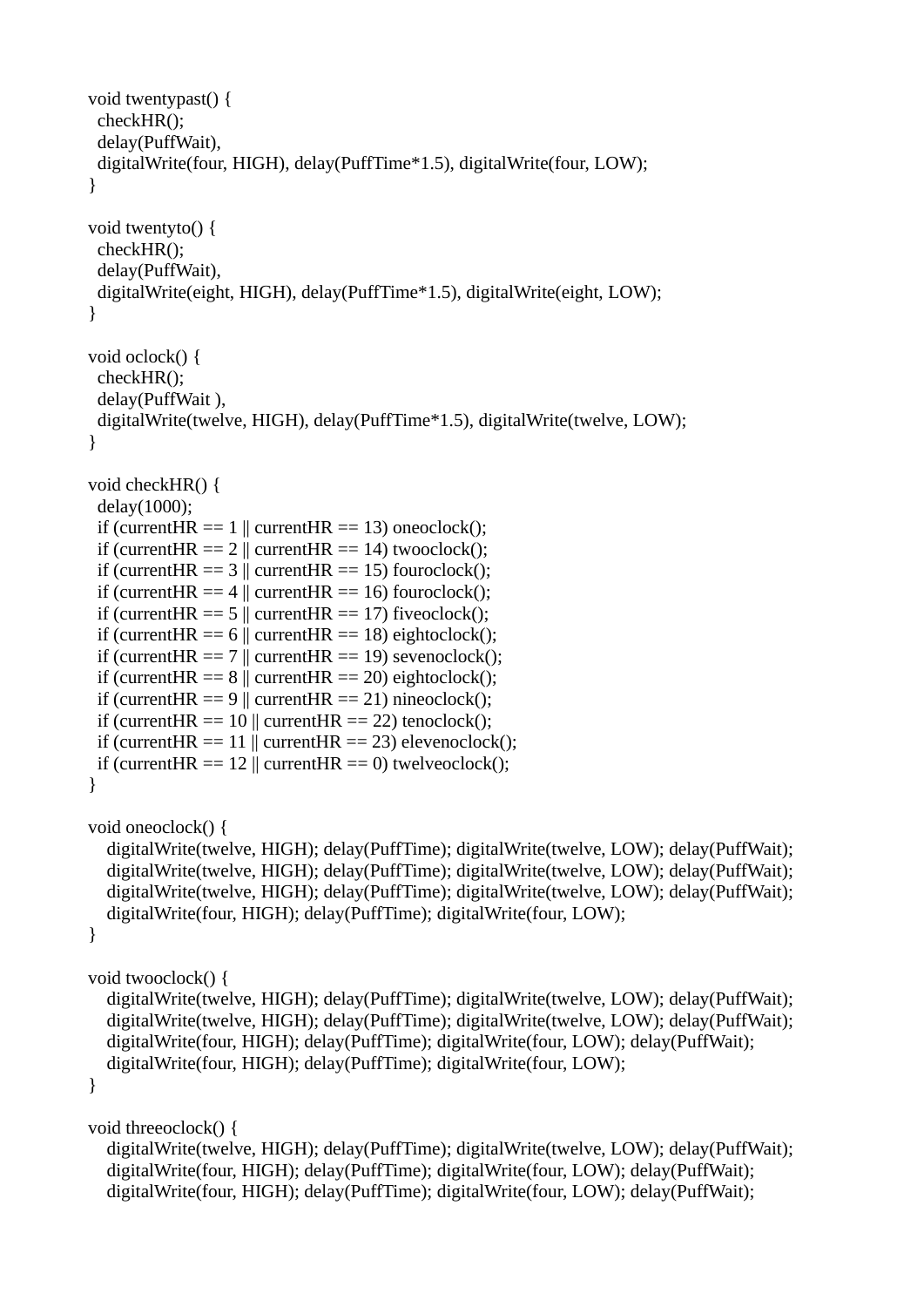```
void twentypast() {
  checkHR();
  delay(PuffWait),
  digitalWrite(four, HIGH), delay(PuffTime*1.5), digitalWrite(four, LOW);
}

void twentyto() {
  checkHR();
  delay(PuffWait),
  digitalWrite(eight, HIGH), delay(PuffTime*1.5), digitalWrite(eight, LOW);
}

void oclock() {
  checkHR();
  delay(PuffWait ),
  digitalWrite(twelve, HIGH), delay(PuffTime*1.5), digitalWrite(twelve, LOW);
}

void checkHR() {
  delay(1000);
  if (currentHR == 1 || currentHR == 13) oneoclock();
  if (currentHR == 2 || currentHR == 14) twooclock();
  if (currentHR == 3 || currentHR == 15) fouroclock();
  if (currentHR == 4 || currentHR == 16) fouroclock();
  if (currentHR == 5 || currentHR == 17) fiveoclock();
  if (currentHR == 6 || currentHR == 18) eightoclock();
  if (currentHR == 7 || currentHR == 19) sevenoclock();
  if (currentHR == 8 || currentHR == 20) eightoclock();
  if (currentHR == 9 || currentHR == 21) nineoclock();
  if (currentHR == 10 || currentHR == 22) tenoclock();
  if (currentHR == 11 || currentHR == 23) elevenoclock();
  if (currentHR == 12 || currentHR == 0) twelveoclock();
}

void oneoclock() {
   digitalWrite(twelve, HIGH); delay(PuffTime); digitalWrite(twelve, LOW); delay(PuffWait);
   digitalWrite(twelve, HIGH); delay(PuffTime); digitalWrite(twelve, LOW); delay(PuffWait);
   digitalWrite(twelve, HIGH); delay(PuffTime); digitalWrite(twelve, LOW); delay(PuffWait);
   digitalWrite(four, HIGH); delay(PuffTime); digitalWrite(four, LOW);
}

void twooclock() {
   digitalWrite(twelve, HIGH); delay(PuffTime); digitalWrite(twelve, LOW); delay(PuffWait);
   digitalWrite(twelve, HIGH); delay(PuffTime); digitalWrite(twelve, LOW); delay(PuffWait);
   digitalWrite(four, HIGH); delay(PuffTime); digitalWrite(four, LOW); delay(PuffWait);
   digitalWrite(four, HIGH); delay(PuffTime); digitalWrite(four, LOW);
}

void threeoclock() {
   digitalWrite(twelve, HIGH); delay(PuffTime); digitalWrite(twelve, LOW); delay(PuffWait);
   digitalWrite(four, HIGH); delay(PuffTime); digitalWrite(four, LOW); delay(PuffWait);
   digitalWrite(four, HIGH); delay(PuffTime); digitalWrite(four, LOW); delay(PuffWait);
```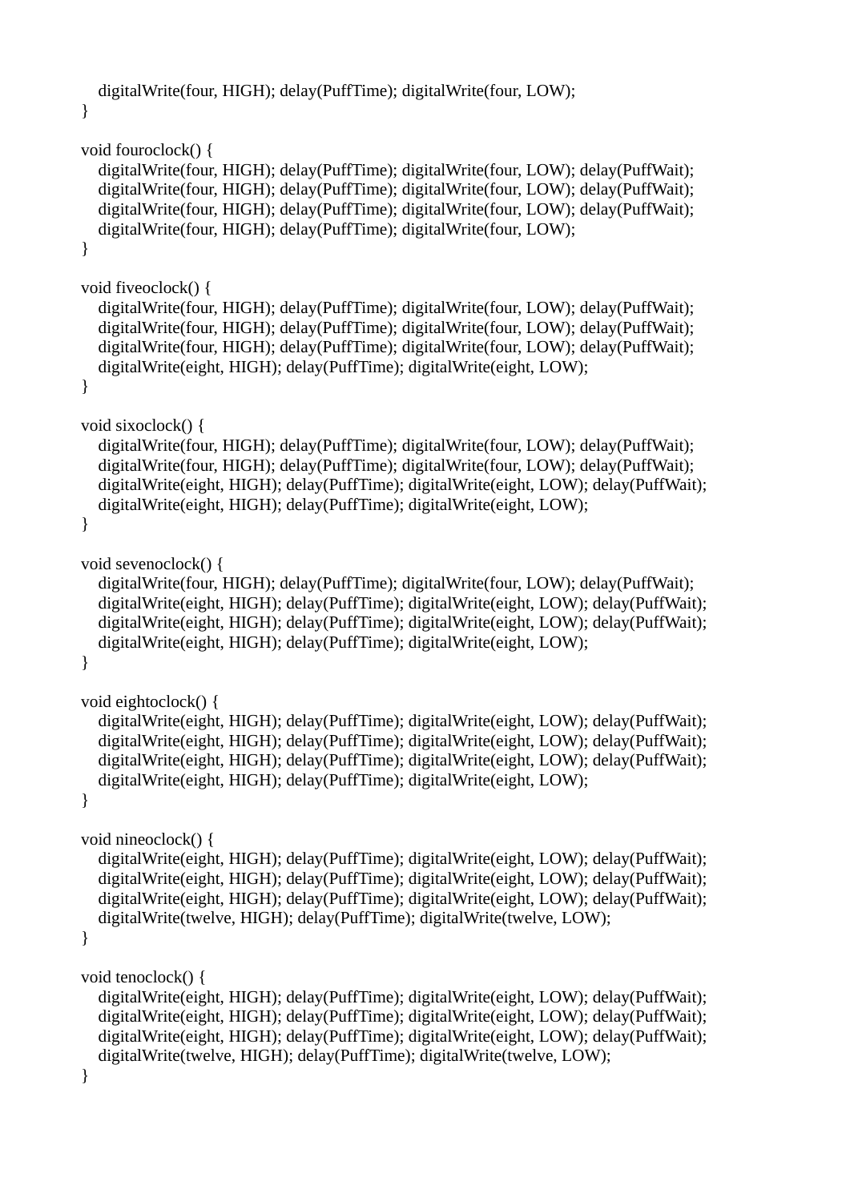```
    digitalWrite(four, HIGH); delay(PuffTime); digitalWrite(four, LOW);
}

void fouroclock() {
    digitalWrite(four, HIGH); delay(PuffTime); digitalWrite(four, LOW); delay(PuffWait);
    digitalWrite(four, HIGH); delay(PuffTime); digitalWrite(four, LOW); delay(PuffWait);
    digitalWrite(four, HIGH); delay(PuffTime); digitalWrite(four, LOW); delay(PuffWait);
    digitalWrite(four, HIGH); delay(PuffTime); digitalWrite(four, LOW);
}

void fiveoclock() {
    digitalWrite(four, HIGH); delay(PuffTime); digitalWrite(four, LOW); delay(PuffWait);
    digitalWrite(four, HIGH); delay(PuffTime); digitalWrite(four, LOW); delay(PuffWait);
    digitalWrite(four, HIGH); delay(PuffTime); digitalWrite(four, LOW); delay(PuffWait);
    digitalWrite(eight, HIGH); delay(PuffTime); digitalWrite(eight, LOW);
}

void sixoclock() {
    digitalWrite(four, HIGH); delay(PuffTime); digitalWrite(four, LOW); delay(PuffWait);
    digitalWrite(four, HIGH); delay(PuffTime); digitalWrite(four, LOW); delay(PuffWait);
    digitalWrite(eight, HIGH); delay(PuffTime); digitalWrite(eight, LOW); delay(PuffWait);
    digitalWrite(eight, HIGH); delay(PuffTime); digitalWrite(eight, LOW);
}

void sevenoclock() {
    digitalWrite(four, HIGH); delay(PuffTime); digitalWrite(four, LOW); delay(PuffWait);
    digitalWrite(eight, HIGH); delay(PuffTime); digitalWrite(eight, LOW); delay(PuffWait);
    digitalWrite(eight, HIGH); delay(PuffTime); digitalWrite(eight, LOW); delay(PuffWait);
    digitalWrite(eight, HIGH); delay(PuffTime); digitalWrite(eight, LOW);
}

void eightoclock() {
    digitalWrite(eight, HIGH); delay(PuffTime); digitalWrite(eight, LOW); delay(PuffWait);
    digitalWrite(eight, HIGH); delay(PuffTime); digitalWrite(eight, LOW); delay(PuffWait);
    digitalWrite(eight, HIGH); delay(PuffTime); digitalWrite(eight, LOW); delay(PuffWait);
    digitalWrite(eight, HIGH); delay(PuffTime); digitalWrite(eight, LOW);
}

void nineoclock() {
    digitalWrite(eight, HIGH); delay(PuffTime); digitalWrite(eight, LOW); delay(PuffWait);
    digitalWrite(eight, HIGH); delay(PuffTime); digitalWrite(eight, LOW); delay(PuffWait);
    digitalWrite(eight, HIGH); delay(PuffTime); digitalWrite(eight, LOW); delay(PuffWait);
    digitalWrite(twelve, HIGH); delay(PuffTime); digitalWrite(twelve, LOW);
}

void tenoclock() {
    digitalWrite(eight, HIGH); delay(PuffTime); digitalWrite(eight, LOW); delay(PuffWait);
    digitalWrite(eight, HIGH); delay(PuffTime); digitalWrite(eight, LOW); delay(PuffWait);
    digitalWrite(eight, HIGH); delay(PuffTime); digitalWrite(eight, LOW); delay(PuffWait);
    digitalWrite(twelve, HIGH); delay(PuffTime); digitalWrite(twelve, LOW);
}
```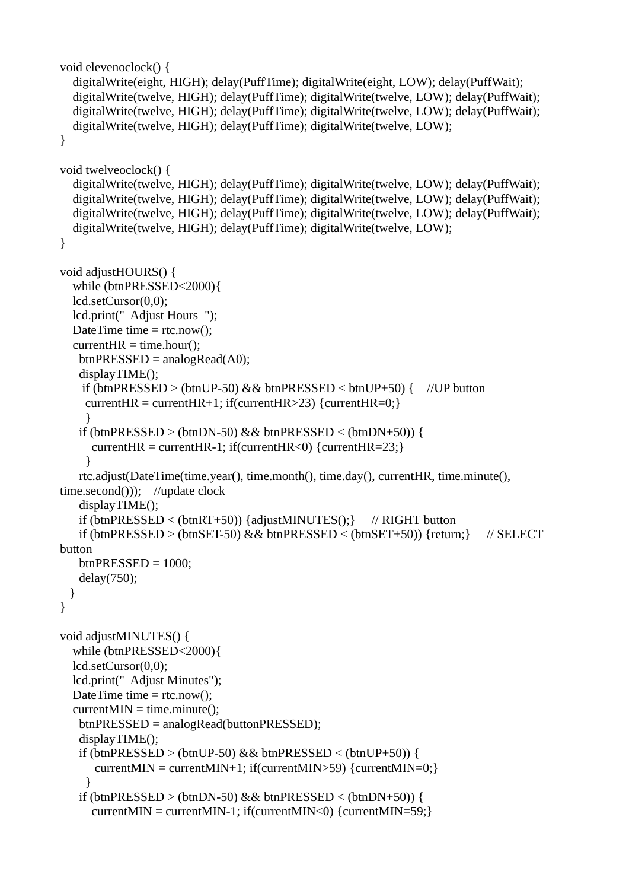```
void elevenoclock() {
   digitalWrite(eight, HIGH); delay(PuffTime); digitalWrite(eight, LOW); delay(PuffWait);
   digitalWrite(twelve, HIGH); delay(PuffTime); digitalWrite(twelve, LOW); delay(PuffWait);
   digitalWrite(twelve, HIGH); delay(PuffTime); digitalWrite(twelve, LOW); delay(PuffWait);
   digitalWrite(twelve, HIGH); delay(PuffTime); digitalWrite(twelve, LOW);
}

void twelveoclock() {
   digitalWrite(twelve, HIGH); delay(PuffTime); digitalWrite(twelve, LOW); delay(PuffWait);
   digitalWrite(twelve, HIGH); delay(PuffTime); digitalWrite(twelve, LOW); delay(PuffWait);
   digitalWrite(twelve, HIGH); delay(PuffTime); digitalWrite(twelve, LOW); delay(PuffWait);
   digitalWrite(twelve, HIGH); delay(PuffTime); digitalWrite(twelve, LOW);
}

void adjustHOURS() {
   while (btnPRESSED<2000){
   lcd.setCursor(0,0);
   lcd.print("  Adjust Hours  ");
   DateTime time = rtc.now();
   currentHR = time.hour();
     btnPRESSED = analogRead(A0);
     displayTIME();
      if (btnPRESSED > (btnUP-50) && btnPRESSED < btnUP+50) {    //UP button
       currentHR = currentHR+1; if(currentHR>23) {currentHR=0;}
       }
     if (btnPRESSED > (btnDN-50) && btnPRESSED < (btnDN+50)) {
        currentHR = currentHR-1; if(currentHR<0) {currentHR=23;}
       }
     rtc.adjust(DateTime(time.year(), time.month(), time.day(), currentHR, time.minute(),
time.second()));    //update clock
     displayTIME();
     if (btnPRESSED < (btnRT+50)) {adjustMINUTES();}     // RIGHT button
     if (btnPRESSED > (btnSET-50) && btnPRESSED < (btnSET+50)) {return;}     // SELECT
button
     btnPRESSED = 1000;
     delay(750);
   }
}

void adjustMINUTES() {
   while (btnPRESSED<2000){
   lcd.setCursor(0,0);
   lcd.print("  Adjust Minutes");
   DateTime time = rtc.now();
   currentMIN = time.minute();
     btnPRESSED = analogRead(buttonPRESSED);
     displayTIME();
     if (btnPRESSED > (btnUP-50) && btnPRESSED < (btnUP+50)) {
         currentMIN = currentMIN+1; if(currentMIN>59) {currentMIN=0;}
       }
     if (btnPRESSED > (btnDN-50) && btnPRESSED < (btnDN+50)) {
        currentMIN = currentMIN-1; if(currentMIN<0) {currentMIN=59;}
```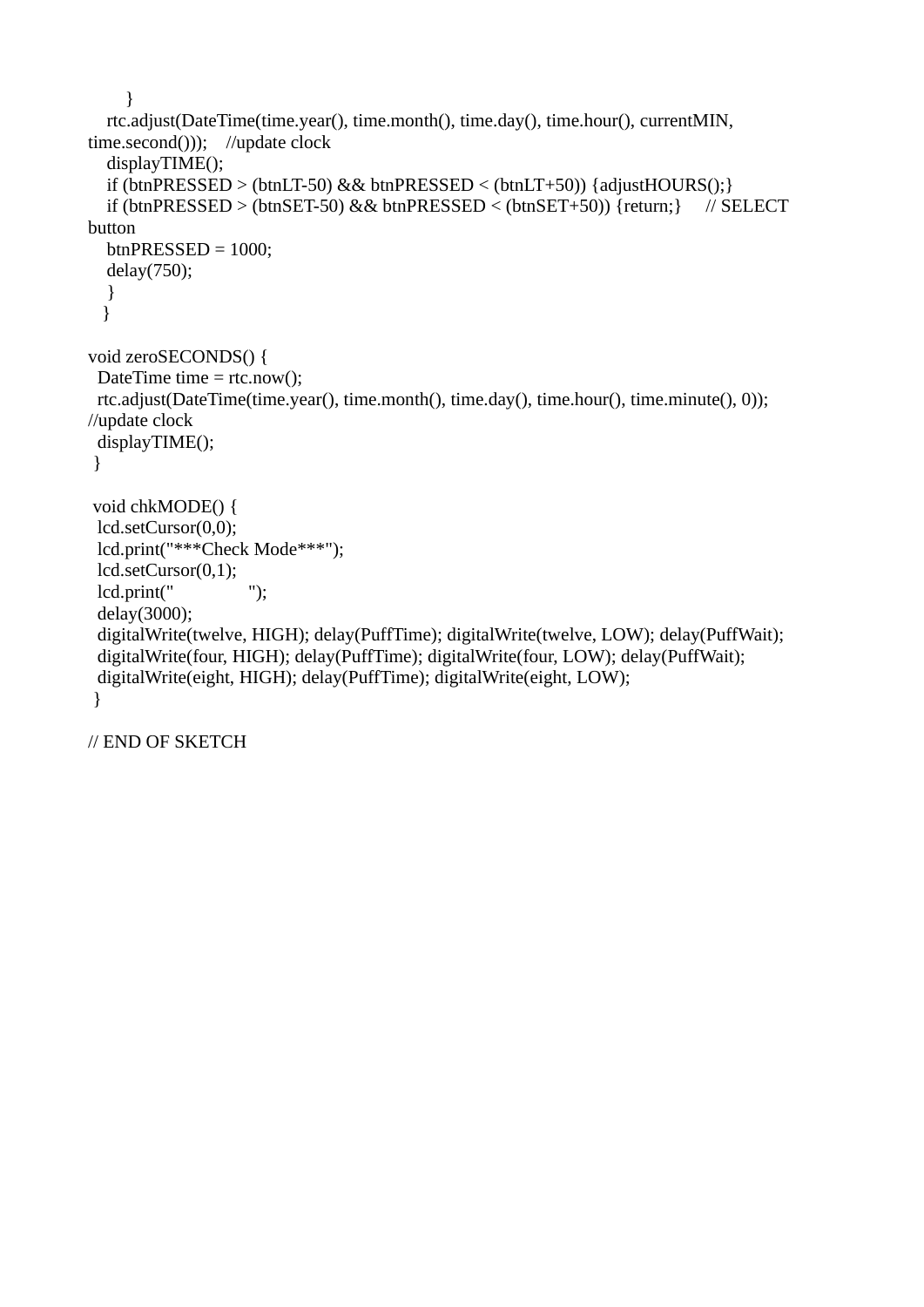```
      }
    rtc.adjust(DateTime(time.year(), time.month(), time.day(), time.hour(), currentMIN, time.second()));    //update clock
    displayTIME();
    if (btnPRESSED > (btnLT-50) && btnPRESSED < (btnLT+50)) {adjustHOURS();}
    if (btnPRESSED > (btnSET-50) && btnPRESSED < (btnSET+50)) {return;}     // SELECT button
    btnPRESSED = 1000;
    delay(750);
    }
   }

void zeroSECONDS() {
  DateTime time = rtc.now();
  rtc.adjust(DateTime(time.year(), time.month(), time.day(), time.hour(), time.minute(), 0));  //update clock
  displayTIME();
 }

 void chkMODE() {
  lcd.setCursor(0,0);
  lcd.print("***Check Mode***");
  lcd.setCursor(0,1);
  lcd.print("                ");
  delay(3000);
  digitalWrite(twelve, HIGH); delay(PuffTime); digitalWrite(twelve, LOW); delay(PuffWait);
  digitalWrite(four, HIGH); delay(PuffTime); digitalWrite(four, LOW); delay(PuffWait);
  digitalWrite(eight, HIGH); delay(PuffTime); digitalWrite(eight, LOW);
 }

// END OF SKETCH
```